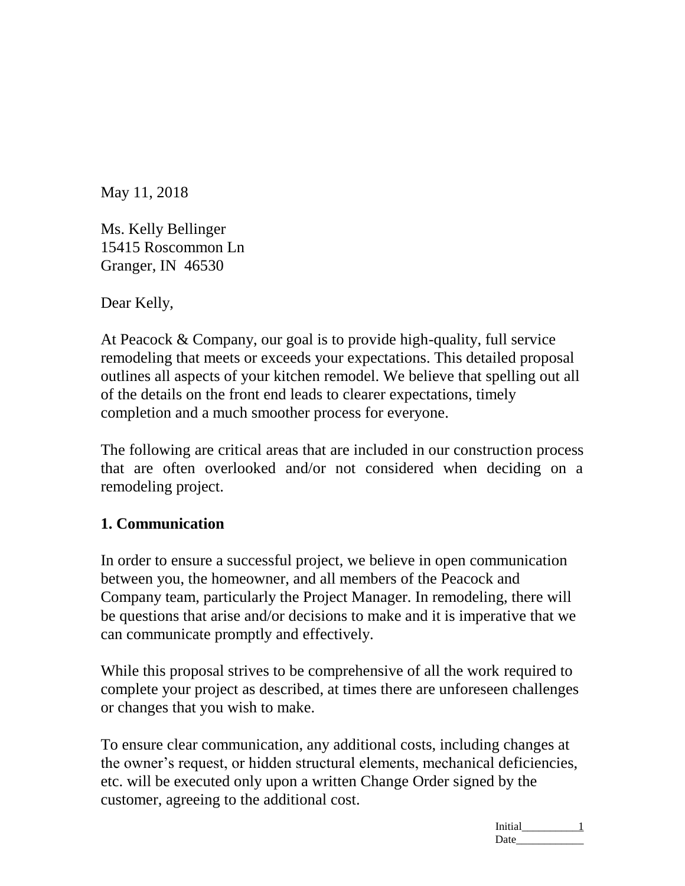May 11, 2018

Ms. Kelly Bellinger
15415 Roscommon Ln
Granger, IN 46530

Dear Kelly,

At Peacock & Company, our goal is to provide high-quality, full service remodeling that meets or exceeds your expectations. This detailed proposal outlines all aspects of your kitchen remodel. We believe that spelling out all of the details on the front end leads to clearer expectations, timely completion and a much smoother process for everyone.

The following are critical areas that are included in our construction process that are often overlooked and/or not considered when deciding on a remodeling project.

## 1. Communication

In order to ensure a successful project, we believe in open communication between you, the homeowner, and all members of the Peacock and Company team, particularly the Project Manager. In remodeling, there will be questions that arise and/or decisions to make and it is imperative that we can communicate promptly and effectively.

While this proposal strives to be comprehensive of all the work required to complete your project as described, at times there are unforeseen challenges or changes that you wish to make.

To ensure clear communication, any additional costs, including changes at the owner's request, or hidden structural elements, mechanical deficiencies, etc. will be executed only upon a written Change Order signed by the customer, agreeing to the additional cost.

Initial__________
Date____________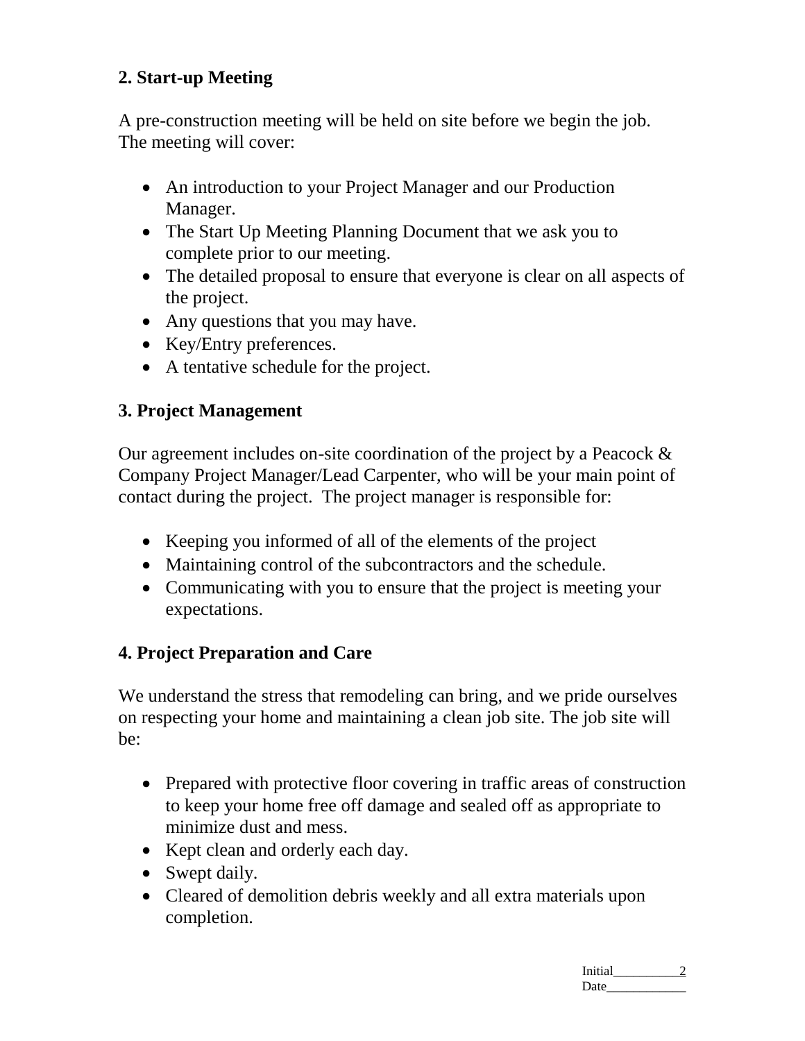## 2. Start-up Meeting

A pre-construction meeting will be held on site before we begin the job. The meeting will cover:

- An introduction to your Project Manager and our Production Manager.
- The Start Up Meeting Planning Document that we ask you to complete prior to our meeting.
- The detailed proposal to ensure that everyone is clear on all aspects of the project.
- Any questions that you may have.
- Key/Entry preferences.
- A tentative schedule for the project.

## 3. Project Management

Our agreement includes on-site coordination of the project by a Peacock & Company Project Manager/Lead Carpenter, who will be your main point of contact during the project. The project manager is responsible for:

- Keeping you informed of all of the elements of the project
- Maintaining control of the subcontractors and the schedule.
- Communicating with you to ensure that the project is meeting your expectations.

## 4. Project Preparation and Care

We understand the stress that remodeling can bring, and we pride ourselves on respecting your home and maintaining a clean job site. The job site will be:

- Prepared with protective floor covering in traffic areas of construction to keep your home free off damage and sealed off as appropriate to minimize dust and mess.
- Kept clean and orderly each day.
- Swept daily.
- Cleared of demolition debris weekly and all extra materials upon completion.

Initial__________
Date____________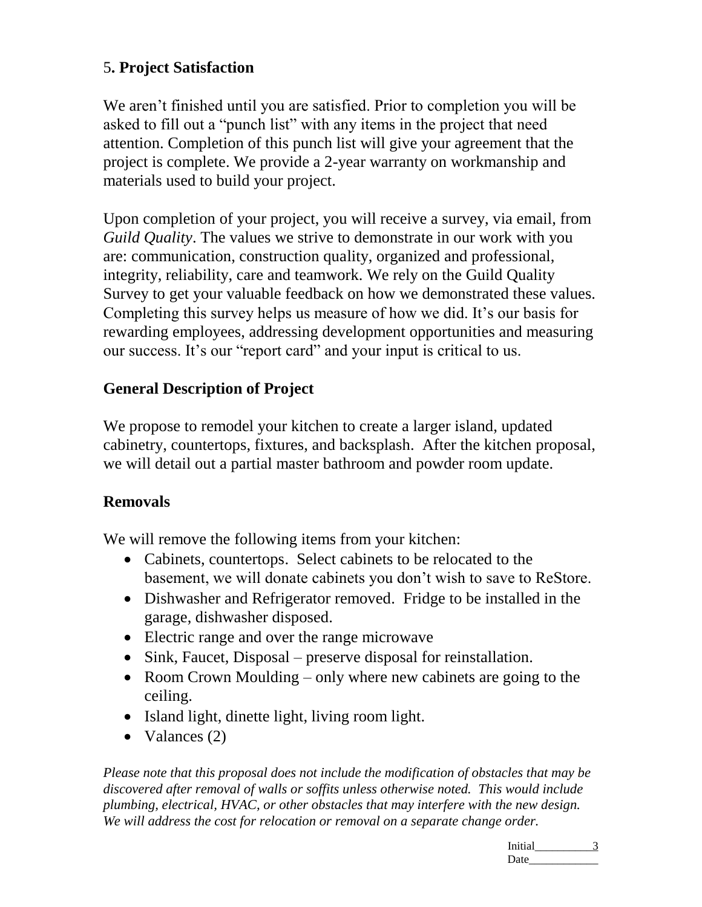## 5. Project Satisfaction

We aren't finished until you are satisfied. Prior to completion you will be asked to fill out a "punch list" with any items in the project that need attention. Completion of this punch list will give your agreement that the project is complete. We provide a 2-year warranty on workmanship and materials used to build your project.

Upon completion of your project, you will receive a survey, via email, from *Guild Quality*. The values we strive to demonstrate in our work with you are: communication, construction quality, organized and professional, integrity, reliability, care and teamwork. We rely on the Guild Quality Survey to get your valuable feedback on how we demonstrated these values. Completing this survey helps us measure of how we did. It's our basis for rewarding employees, addressing development opportunities and measuring our success. It's our "report card" and your input is critical to us.

## General Description of Project

We propose to remodel your kitchen to create a larger island, updated cabinetry, countertops, fixtures, and backsplash. After the kitchen proposal, we will detail out a partial master bathroom and powder room update.

## Removals

We will remove the following items from your kitchen:

- Cabinets, countertops. Select cabinets to be relocated to the basement, we will donate cabinets you don't wish to save to ReStore.
- Dishwasher and Refrigerator removed. Fridge to be installed in the garage, dishwasher disposed.
- Electric range and over the range microwave
- Sink, Faucet, Disposal – preserve disposal for reinstallation.
- Room Crown Moulding – only where new cabinets are going to the ceiling.
- Island light, dinette light, living room light.
- Valances (2)

*Please note that this proposal does not include the modification of obstacles that may be discovered after removal of walls or soffits unless otherwise noted. This would include plumbing, electrical, HVAC, or other obstacles that may interfere with the new design. We will address the cost for relocation or removal on a separate change order.*

Initial__________

Date____________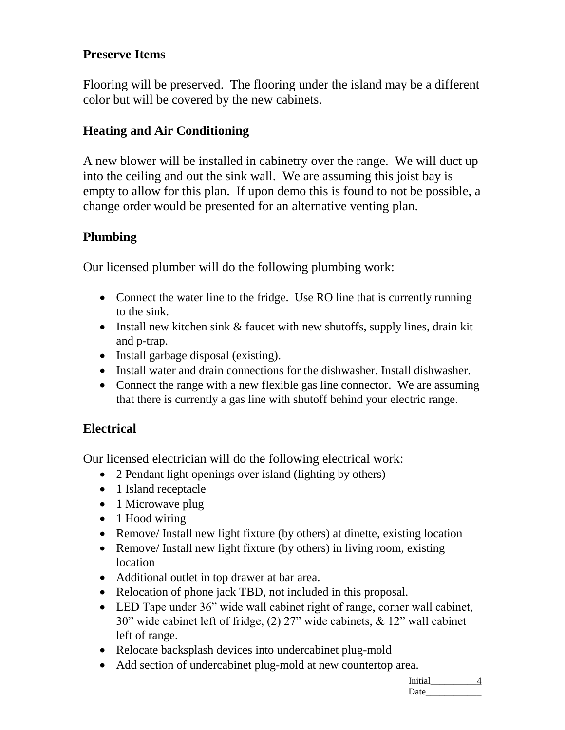## Preserve Items

Flooring will be preserved. The flooring under the island may be a different color but will be covered by the new cabinets.

## Heating and Air Conditioning

A new blower will be installed in cabinetry over the range. We will duct up into the ceiling and out the sink wall. We are assuming this joist bay is empty to allow for this plan. If upon demo this is found to not be possible, a change order would be presented for an alternative venting plan.

## Plumbing

Our licensed plumber will do the following plumbing work:

- Connect the water line to the fridge. Use RO line that is currently running to the sink.
- Install new kitchen sink & faucet with new shutoffs, supply lines, drain kit and p-trap.
- Install garbage disposal (existing).
- Install water and drain connections for the dishwasher. Install dishwasher.
- Connect the range with a new flexible gas line connector. We are assuming that there is currently a gas line with shutoff behind your electric range.

## Electrical

Our licensed electrician will do the following electrical work:

- 2 Pendant light openings over island (lighting by others)
- 1 Island receptacle
- 1 Microwave plug
- 1 Hood wiring
- Remove/ Install new light fixture (by others) at dinette, existing location
- Remove/ Install new light fixture (by others) in living room, existing location
- Additional outlet in top drawer at bar area.
- Relocation of phone jack TBD, not included in this proposal.
- LED Tape under 36" wide wall cabinet right of range, corner wall cabinet, 30" wide cabinet left of fridge, (2) 27" wide cabinets, & 12" wall cabinet left of range.
- Relocate backsplash devices into undercabinet plug-mold
- Add section of undercabinet plug-mold at new countertop area.

Initial__________

Date____________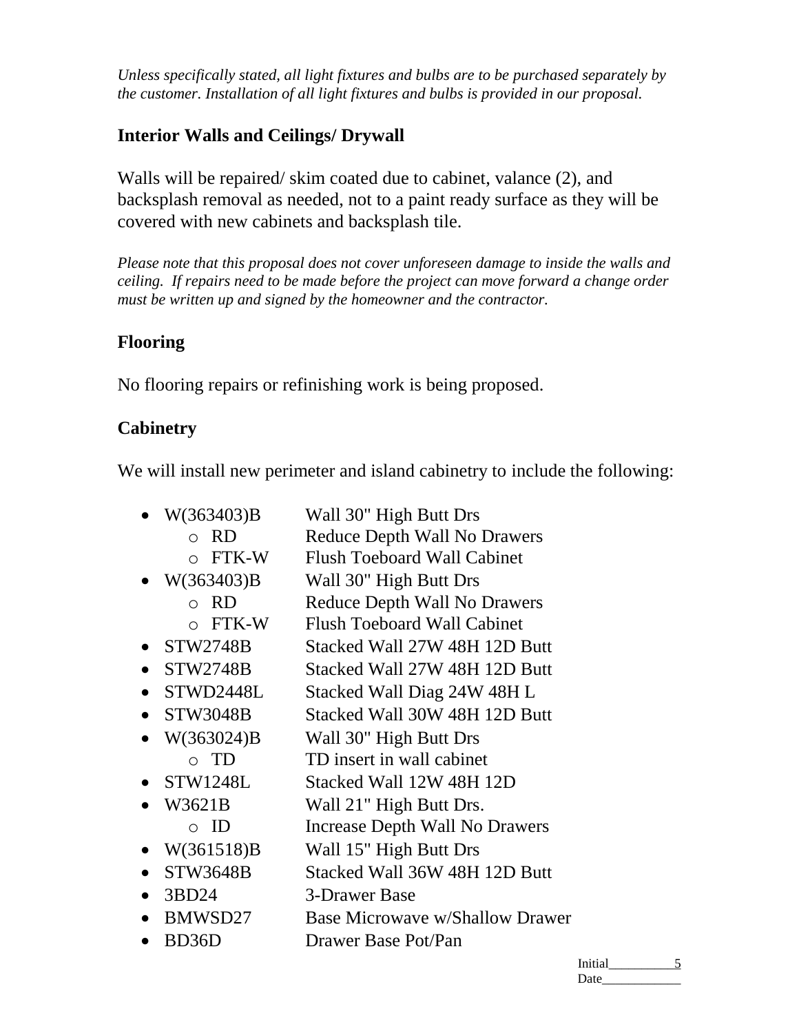*Unless specifically stated, all light fixtures and bulbs are to be purchased separately by the customer. Installation of all light fixtures and bulbs is provided in our proposal.*

## Interior Walls and Ceilings/ Drywall

Walls will be repaired/ skim coated due to cabinet, valance (2), and backsplash removal as needed, not to a paint ready surface as they will be covered with new cabinets and backsplash tile.

*Please note that this proposal does not cover unforeseen damage to inside the walls and ceiling. If repairs need to be made before the project can move forward a change order must be written up and signed by the homeowner and the contractor.*

## Flooring

No flooring repairs or refinishing work is being proposed.

## Cabinetry

We will install new perimeter and island cabinetry to include the following:

- W(363403)B — Wall 30" High Butt Drs
  - RD — Reduce Depth Wall No Drawers
  - FTK-W — Flush Toeboard Wall Cabinet
- W(363403)B — Wall 30" High Butt Drs
  - RD — Reduce Depth Wall No Drawers
  - FTK-W — Flush Toeboard Wall Cabinet
- STW2748B — Stacked Wall 27W 48H 12D Butt
- STW2748B — Stacked Wall 27W 48H 12D Butt
- STWD2448L — Stacked Wall Diag 24W 48H L
- STW3048B — Stacked Wall 30W 48H 12D Butt
- W(363024)B — Wall 30" High Butt Drs
  - TD — TD insert in wall cabinet
- STW1248L — Stacked Wall 12W 48H 12D
- W3621B — Wall 21" High Butt Drs.
  - ID — Increase Depth Wall No Drawers
- W(361518)B — Wall 15" High Butt Drs
- STW3648B — Stacked Wall 36W 48H 12D Butt
- 3BD24 — 3-Drawer Base
- BMWSD27 — Base Microwave w/Shallow Drawer
- BD36D — Drawer Base Pot/Pan

Initial__________
Date____________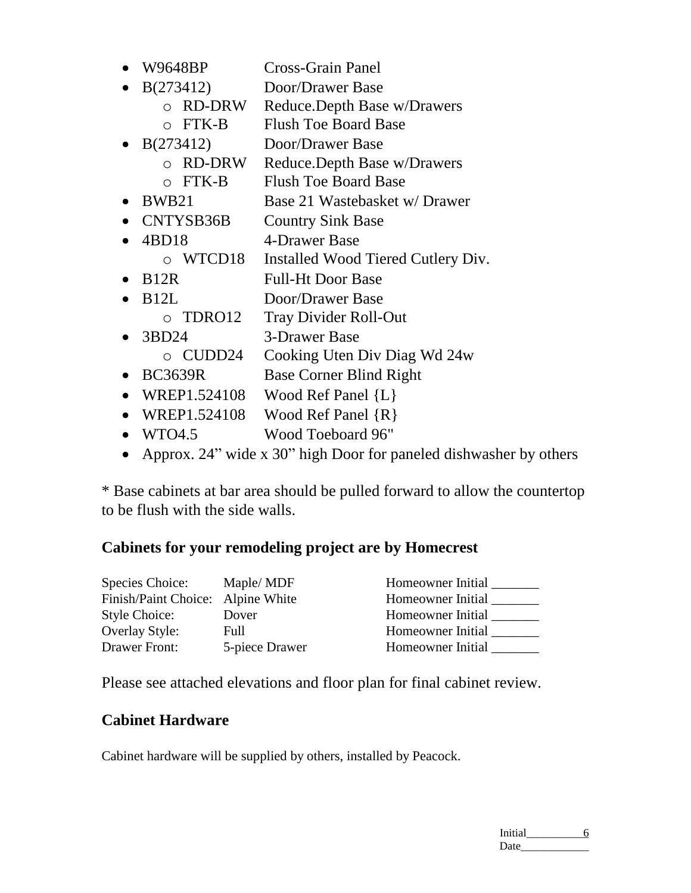- W9648BP Cross-Grain Panel
- B(273412) Door/Drawer Base
    - RD-DRW Reduce.Depth Base w/Drawers
    - FTK-B Flush Toe Board Base
- B(273412) Door/Drawer Base
    - RD-DRW Reduce.Depth Base w/Drawers
    - FTK-B Flush Toe Board Base
- BWB21 Base 21 Wastebasket w/ Drawer
- CNTYSB36B Country Sink Base
- 4BD18 4-Drawer Base
    - WTCD18 Installed Wood Tiered Cutlery Div.
- B12R Full-Ht Door Base
- B12L Door/Drawer Base
    - TDRO12 Tray Divider Roll-Out
- 3BD24 3-Drawer Base
    - CUDD24 Cooking Uten Div Diag Wd 24w
- BC3639R Base Corner Blind Right
- WREP1.524108 Wood Ref Panel {L}
- WREP1.524108 Wood Ref Panel {R}
- WTO4.5 Wood Toeboard 96"
- Approx. 24" wide x 30" high Door for paneled dishwasher by others

* Base cabinets at bar area should be pulled forward to allow the countertop to be flush with the side walls.

### Cabinets for your remodeling project are by Homecrest

| | | |
|---|---|---|
| Species Choice: | Maple/ MDF | Homeowner Initial _______ |
| Finish/Paint Choice: | Alpine White | Homeowner Initial _______ |
| Style Choice: | Dover | Homeowner Initial _______ |
| Overlay Style: | Full | Homeowner Initial _______ |
| Drawer Front: | 5-piece Drawer | Homeowner Initial _______ |

Please see attached elevations and floor plan for final cabinet review.

### Cabinet Hardware

Cabinet hardware will be supplied by others, installed by Peacock.

Initial__________
Date____________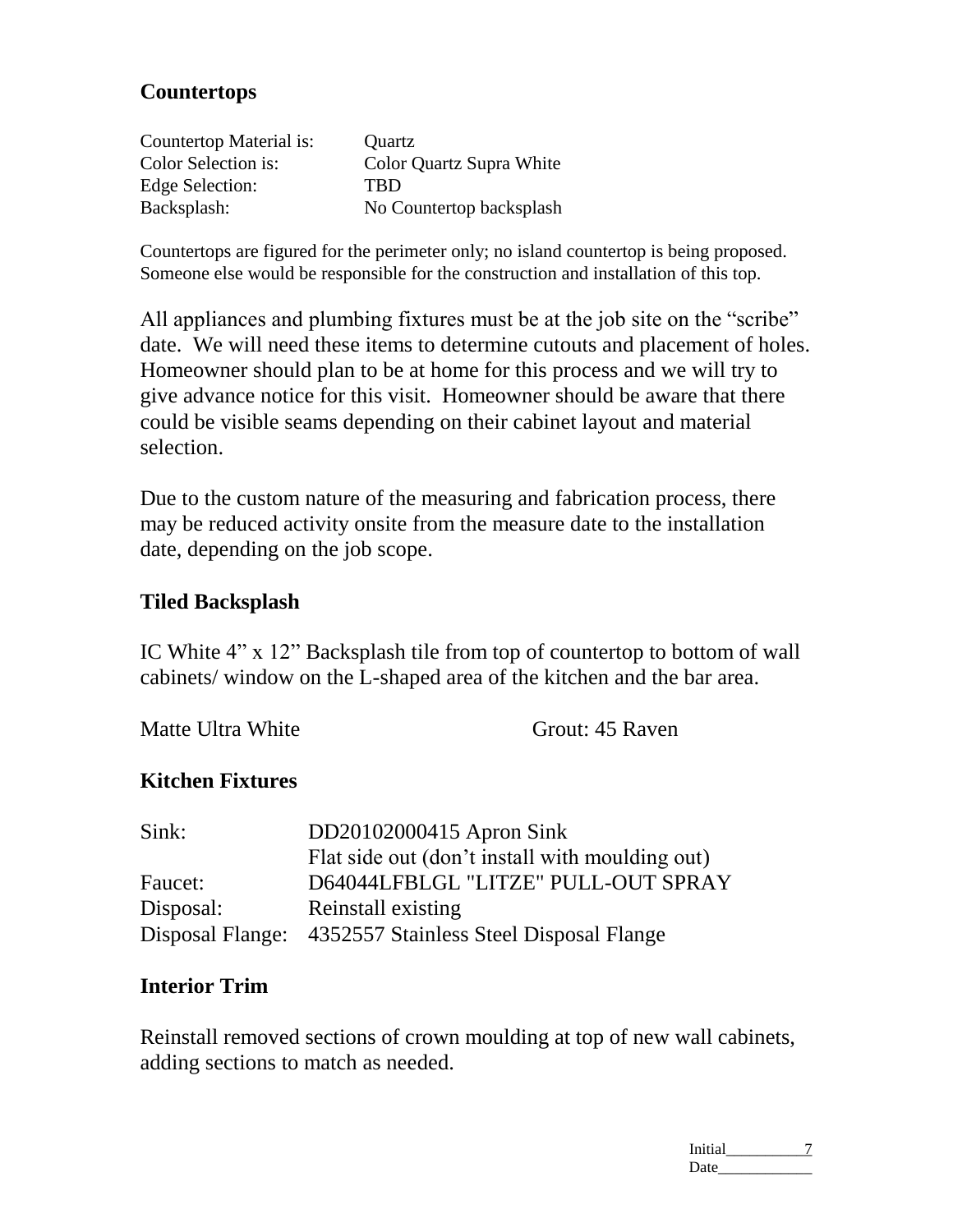## Countertops

| | |
|---|---|
| Countertop Material is: | Quartz |
| Color Selection is: | Color Quartz Supra White |
| Edge Selection: | TBD |
| Backsplash: | No Countertop backsplash |

Countertops are figured for the perimeter only; no island countertop is being proposed. Someone else would be responsible for the construction and installation of this top.

All appliances and plumbing fixtures must be at the job site on the "scribe" date. We will need these items to determine cutouts and placement of holes. Homeowner should plan to be at home for this process and we will try to give advance notice for this visit. Homeowner should be aware that there could be visible seams depending on their cabinet layout and material selection.

Due to the custom nature of the measuring and fabrication process, there may be reduced activity onsite from the measure date to the installation date, depending on the job scope.

## Tiled Backsplash

IC White 4" x 12" Backsplash tile from top of countertop to bottom of wall cabinets/ window on the L-shaped area of the kitchen and the bar area.

Matte Ultra White Grout: 45 Raven

## Kitchen Fixtures

| | |
|---|---|
| Sink: | DD20102000415 Apron Sink<br>Flat side out (don't install with moulding out) |
| Faucet: | D64044LFBLGL "LITZE" PULL-OUT SPRAY |
| Disposal: | Reinstall existing |
| Disposal Flange: | 4352557 Stainless Steel Disposal Flange |

## Interior Trim

Reinstall removed sections of crown moulding at top of new wall cabinets, adding sections to match as needed.

Initial__________

Date____________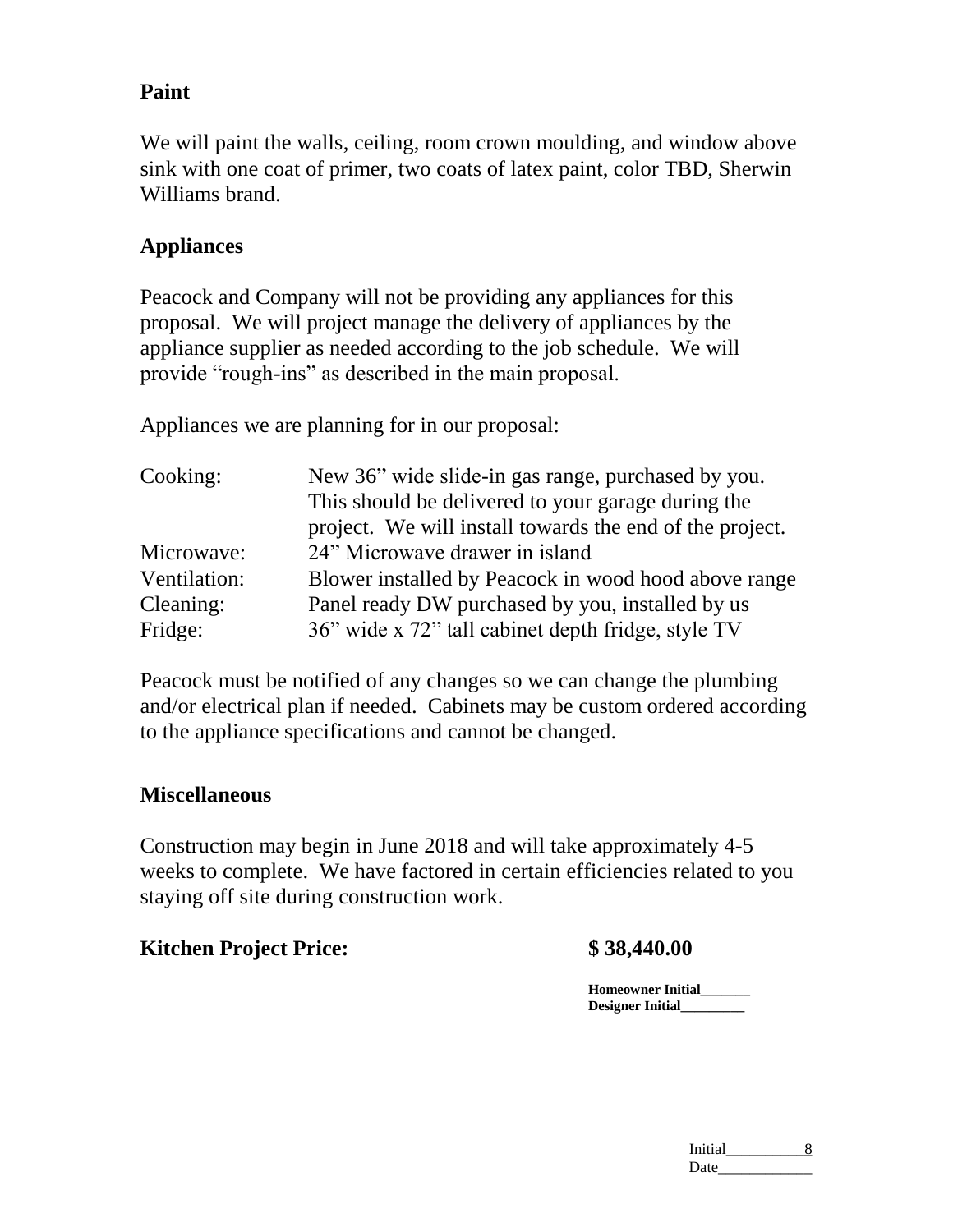## Paint

We will paint the walls, ceiling, room crown moulding, and window above sink with one coat of primer, two coats of latex paint, color TBD, Sherwin Williams brand.

## Appliances

Peacock and Company will not be providing any appliances for this proposal. We will project manage the delivery of appliances by the appliance supplier as needed according to the job schedule. We will provide "rough-ins" as described in the main proposal.

Appliances we are planning for in our proposal:

| | |
|---|---|
| Cooking: | New 36" wide slide-in gas range, purchased by you. This should be delivered to your garage during the project. We will install towards the end of the project. |
| Microwave: | 24" Microwave drawer in island |
| Ventilation: | Blower installed by Peacock in wood hood above range |
| Cleaning: | Panel ready DW purchased by you, installed by us |
| Fridge: | 36" wide x 72" tall cabinet depth fridge, style TV |

Peacock must be notified of any changes so we can change the plumbing and/or electrical plan if needed. Cabinets may be custom ordered according to the appliance specifications and cannot be changed.

## Miscellaneous

Construction may begin in June 2018 and will take approximately 4-5 weeks to complete. We have factored in certain efficiencies related to you staying off site during construction work.

**Kitchen Project Price: $ 38,440.00**

**Homeowner Initial_______**
**Designer Initial_________**

Initial__________
Date____________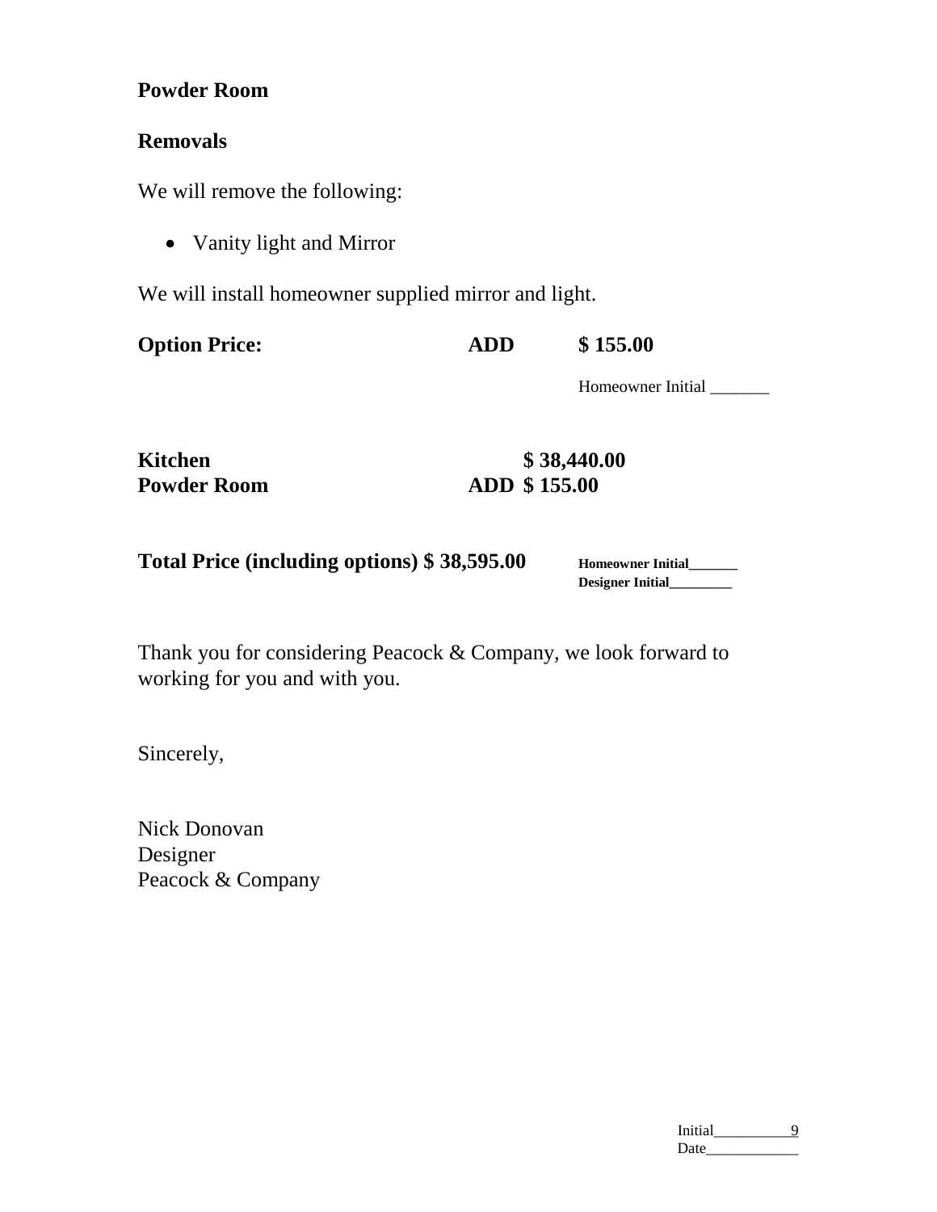**Powder Room**

**Removals**

We will remove the following:

- Vanity light and Mirror

We will install homeowner supplied mirror and light.

**Option Price:** **ADD** **$ 155.00**

Homeowner Initial _______

| | | |
|---|---|---|
| **Kitchen** | | **$ 38,440.00** |
| **Powder Room** | **ADD** | **$ 155.00** |

**Total Price (including options) $ 38,595.00**

**Homeowner Initial_______**
**Designer Initial_________**

Thank you for considering Peacock & Company, we look forward to working for you and with you.

Sincerely,

Nick Donovan
Designer
Peacock & Company

Initial__________
Date____________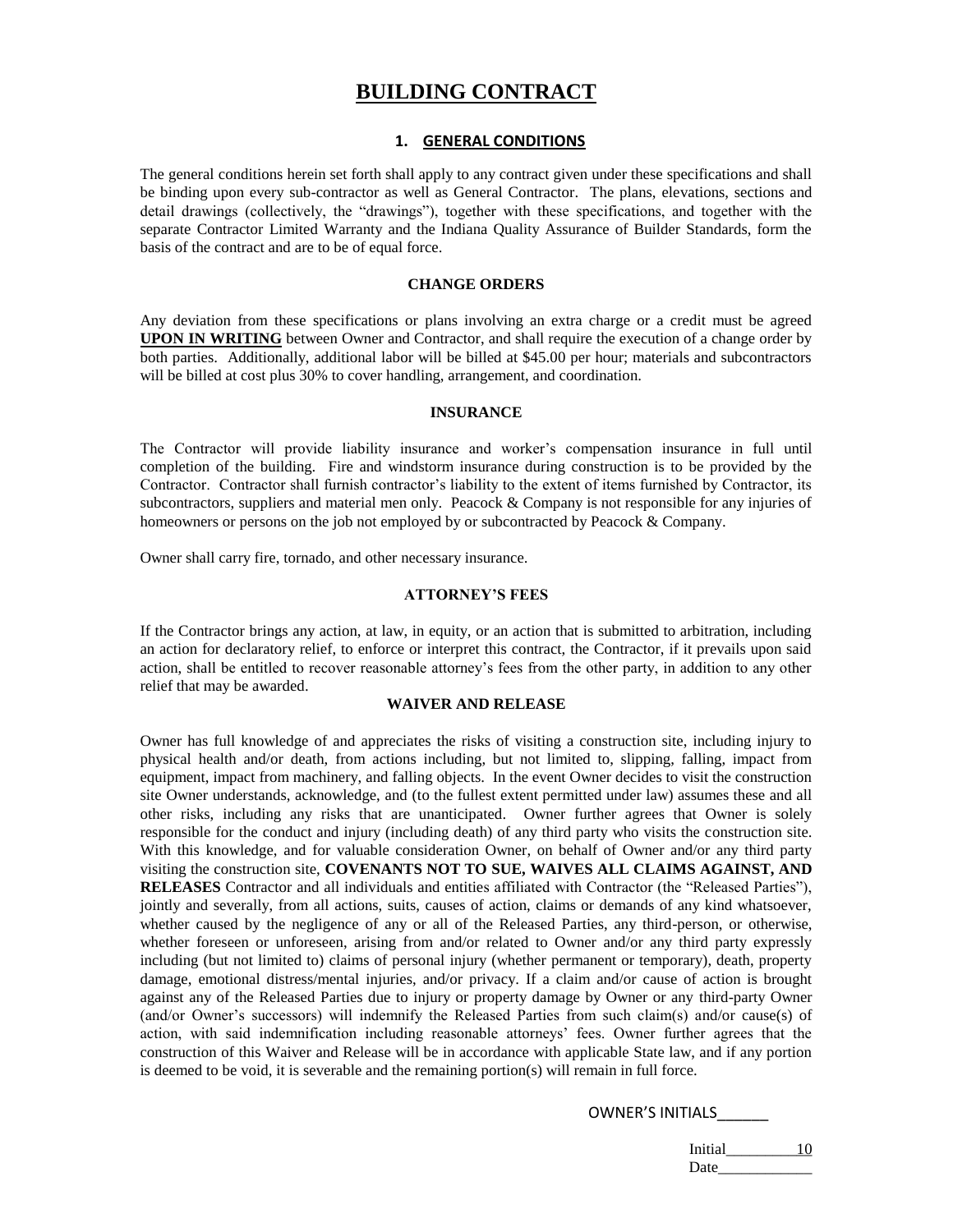# BUILDING CONTRACT

## 1. GENERAL CONDITIONS

The general conditions herein set forth shall apply to any contract given under these specifications and shall be binding upon every sub-contractor as well as General Contractor. The plans, elevations, sections and detail drawings (collectively, the "drawings"), together with these specifications, and together with the separate Contractor Limited Warranty and the Indiana Quality Assurance of Builder Standards, form the basis of the contract and are to be of equal force.

### CHANGE ORDERS

Any deviation from these specifications or plans involving an extra charge or a credit must be agreed **UPON IN WRITING** between Owner and Contractor, and shall require the execution of a change order by both parties. Additionally, additional labor will be billed at $45.00 per hour; materials and subcontractors will be billed at cost plus 30% to cover handling, arrangement, and coordination.

### INSURANCE

The Contractor will provide liability insurance and worker's compensation insurance in full until completion of the building. Fire and windstorm insurance during construction is to be provided by the Contractor. Contractor shall furnish contractor's liability to the extent of items furnished by Contractor, its subcontractors, suppliers and material men only. Peacock & Company is not responsible for any injuries of homeowners or persons on the job not employed by or subcontracted by Peacock & Company.

Owner shall carry fire, tornado, and other necessary insurance.

### ATTORNEY'S FEES

If the Contractor brings any action, at law, in equity, or an action that is submitted to arbitration, including an action for declaratory relief, to enforce or interpret this contract, the Contractor, if it prevails upon said action, shall be entitled to recover reasonable attorney's fees from the other party, in addition to any other relief that may be awarded.

### WAIVER AND RELEASE

Owner has full knowledge of and appreciates the risks of visiting a construction site, including injury to physical health and/or death, from actions including, but not limited to, slipping, falling, impact from equipment, impact from machinery, and falling objects. In the event Owner decides to visit the construction site Owner understands, acknowledge, and (to the fullest extent permitted under law) assumes these and all other risks, including any risks that are unanticipated. Owner further agrees that Owner is solely responsible for the conduct and injury (including death) of any third party who visits the construction site. With this knowledge, and for valuable consideration Owner, on behalf of Owner and/or any third party visiting the construction site, **COVENANTS NOT TO SUE, WAIVES ALL CLAIMS AGAINST, AND RELEASES** Contractor and all individuals and entities affiliated with Contractor (the "Released Parties"), jointly and severally, from all actions, suits, causes of action, claims or demands of any kind whatsoever, whether caused by the negligence of any or all of the Released Parties, any third-person, or otherwise, whether foreseen or unforeseen, arising from and/or related to Owner and/or any third party expressly including (but not limited to) claims of personal injury (whether permanent or temporary), death, property damage, emotional distress/mental injuries, and/or privacy. If a claim and/or cause of action is brought against any of the Released Parties due to injury or property damage by Owner or any third-party Owner (and/or Owner's successors) will indemnify the Released Parties from such claim(s) and/or cause(s) of action, with said indemnification including reasonable attorneys' fees. Owner further agrees that the construction of this Waiver and Release will be in accordance with applicable State law, and if any portion is deemed to be void, it is severable and the remaining portion(s) will remain in full force.

OWNER'S INITIALS______

Initial_________10
Date____________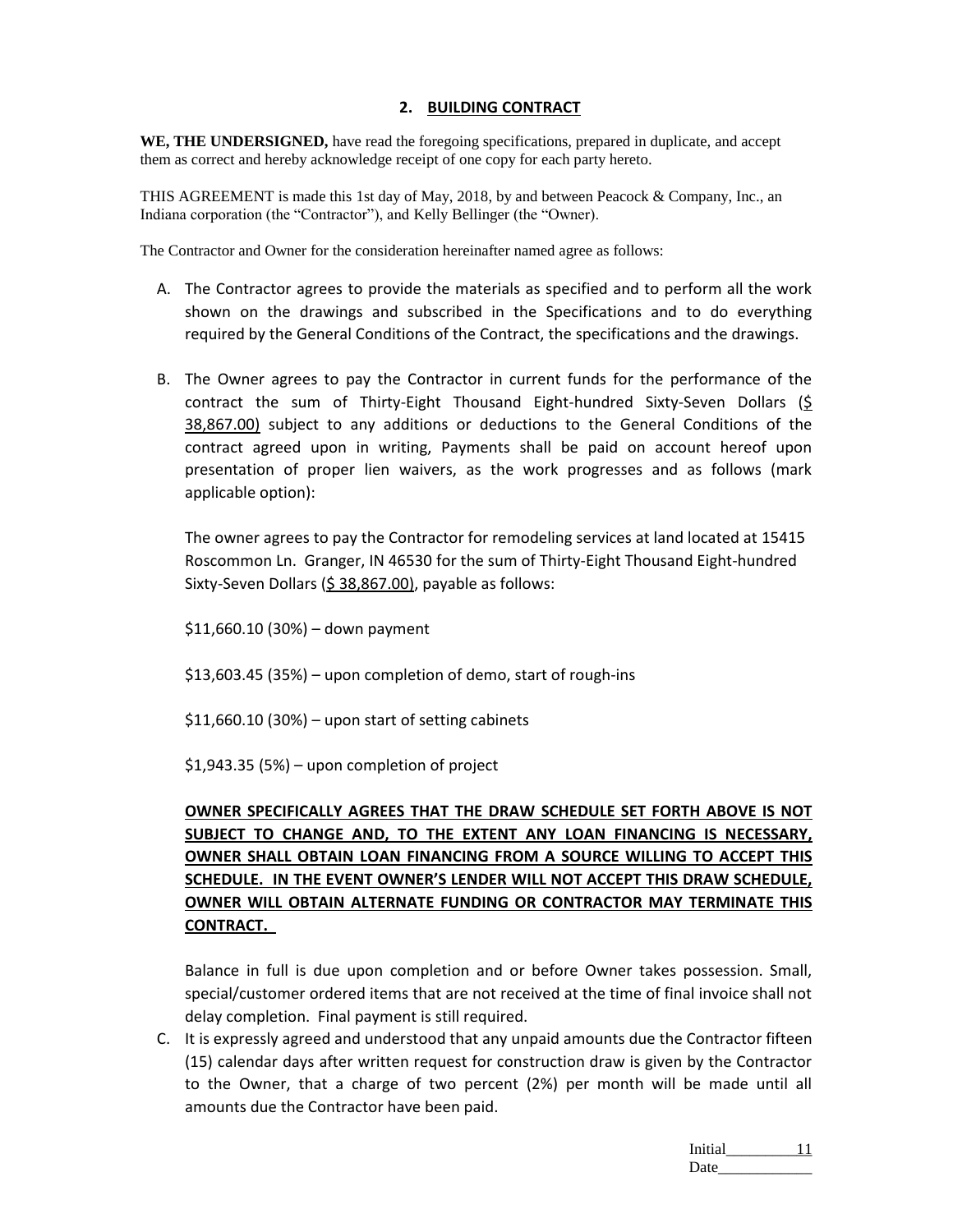## 2. BUILDING CONTRACT

**WE, THE UNDERSIGNED,** have read the foregoing specifications, prepared in duplicate, and accept them as correct and hereby acknowledge receipt of one copy for each party hereto.

THIS AGREEMENT is made this 1st day of May, 2018, by and between Peacock & Company, Inc., an Indiana corporation (the "Contractor"), and Kelly Bellinger (the "Owner").

The Contractor and Owner for the consideration hereinafter named agree as follows:

A. The Contractor agrees to provide the materials as specified and to perform all the work shown on the drawings and subscribed in the Specifications and to do everything required by the General Conditions of the Contract, the specifications and the drawings.

B. The Owner agrees to pay the Contractor in current funds for the performance of the contract the sum of Thirty-Eight Thousand Eight-hundred Sixty-Seven Dollars ($ 38,867.00) subject to any additions or deductions to the General Conditions of the contract agreed upon in writing, Payments shall be paid on account hereof upon presentation of proper lien waivers, as the work progresses and as follows (mark applicable option):

   The owner agrees to pay the Contractor for remodeling services at land located at 15415 Roscommon Ln. Granger, IN 46530 for the sum of Thirty-Eight Thousand Eight-hundred Sixty-Seven Dollars ($ 38,867.00), payable as follows:

   $11,660.10 (30%) – down payment

   $13,603.45 (35%) – upon completion of demo, start of rough-ins

   $11,660.10 (30%) – upon start of setting cabinets

   $1,943.35 (5%) – upon completion of project

   **OWNER SPECIFICALLY AGREES THAT THE DRAW SCHEDULE SET FORTH ABOVE IS NOT SUBJECT TO CHANGE AND, TO THE EXTENT ANY LOAN FINANCING IS NECESSARY, OWNER SHALL OBTAIN LOAN FINANCING FROM A SOURCE WILLING TO ACCEPT THIS SCHEDULE. IN THE EVENT OWNER'S LENDER WILL NOT ACCEPT THIS DRAW SCHEDULE, OWNER WILL OBTAIN ALTERNATE FUNDING OR CONTRACTOR MAY TERMINATE THIS CONTRACT.**

   Balance in full is due upon completion and or before Owner takes possession. Small, special/customer ordered items that are not received at the time of final invoice shall not delay completion. Final payment is still required.

C. It is expressly agreed and understood that any unpaid amounts due the Contractor fifteen (15) calendar days after written request for construction draw is given by the Contractor to the Owner, that a charge of two percent (2%) per month will be made until all amounts due the Contractor have been paid.

Initial\_\_\_\_\_\_\_\_\_
Date\_\_\_\_\_\_\_\_\_\_\_\_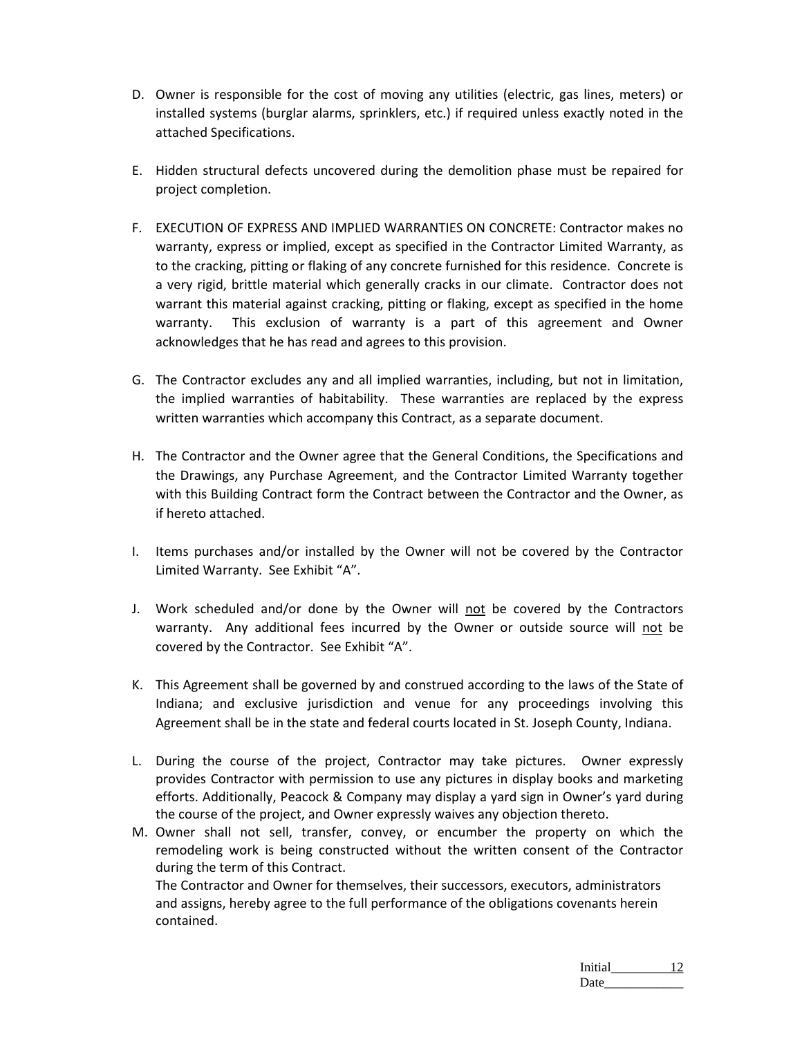D. Owner is responsible for the cost of moving any utilities (electric, gas lines, meters) or installed systems (burglar alarms, sprinklers, etc.) if required unless exactly noted in the attached Specifications.

E. Hidden structural defects uncovered during the demolition phase must be repaired for project completion.

F. EXECUTION OF EXPRESS AND IMPLIED WARRANTIES ON CONCRETE: Contractor makes no warranty, express or implied, except as specified in the Contractor Limited Warranty, as to the cracking, pitting or flaking of any concrete furnished for this residence. Concrete is a very rigid, brittle material which generally cracks in our climate. Contractor does not warrant this material against cracking, pitting or flaking, except as specified in the home warranty. This exclusion of warranty is a part of this agreement and Owner acknowledges that he has read and agrees to this provision.

G. The Contractor excludes any and all implied warranties, including, but not in limitation, the implied warranties of habitability. These warranties are replaced by the express written warranties which accompany this Contract, as a separate document.

H. The Contractor and the Owner agree that the General Conditions, the Specifications and the Drawings, any Purchase Agreement, and the Contractor Limited Warranty together with this Building Contract form the Contract between the Contractor and the Owner, as if hereto attached.

I. Items purchases and/or installed by the Owner will not be covered by the Contractor Limited Warranty. See Exhibit "A".

J. Work scheduled and/or done by the Owner will <u>not</u> be covered by the Contractors warranty. Any additional fees incurred by the Owner or outside source will <u>not</u> be covered by the Contractor. See Exhibit "A".

K. This Agreement shall be governed by and construed according to the laws of the State of Indiana; and exclusive jurisdiction and venue for any proceedings involving this Agreement shall be in the state and federal courts located in St. Joseph County, Indiana.

L. During the course of the project, Contractor may take pictures. Owner expressly provides Contractor with permission to use any pictures in display books and marketing efforts. Additionally, Peacock & Company may display a yard sign in Owner's yard during the course of the project, and Owner expressly waives any objection thereto.

M. Owner shall not sell, transfer, convey, or encumber the property on which the remodeling work is being constructed without the written consent of the Contractor during the term of this Contract.

The Contractor and Owner for themselves, their successors, executors, administrators and assigns, hereby agree to the full performance of the obligations covenants herein contained.

Initial\_\_\_\_\_\_\_\_\_
Date\_\_\_\_\_\_\_\_\_\_\_\_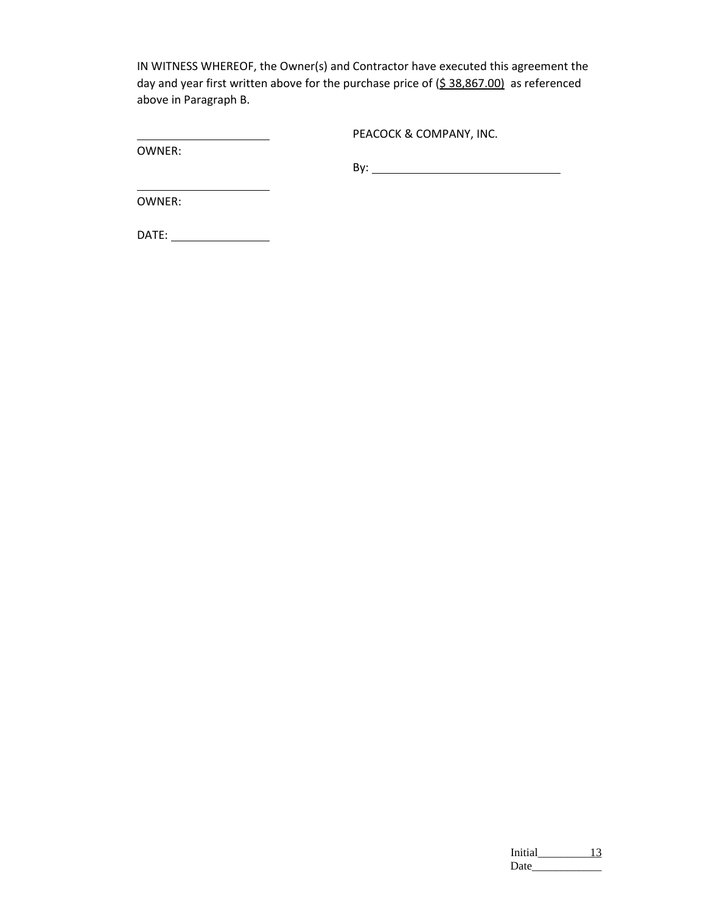IN WITNESS WHEREOF, the Owner(s) and Contractor have executed this agreement the day and year first written above for the purchase price of (\$ 38,867.00) as referenced above in Paragraph B.

______________________ PEACOCK & COMPANY, INC.

OWNER:

By: ______________________________

______________________

OWNER:

DATE: ________________

Initial__________

Date____________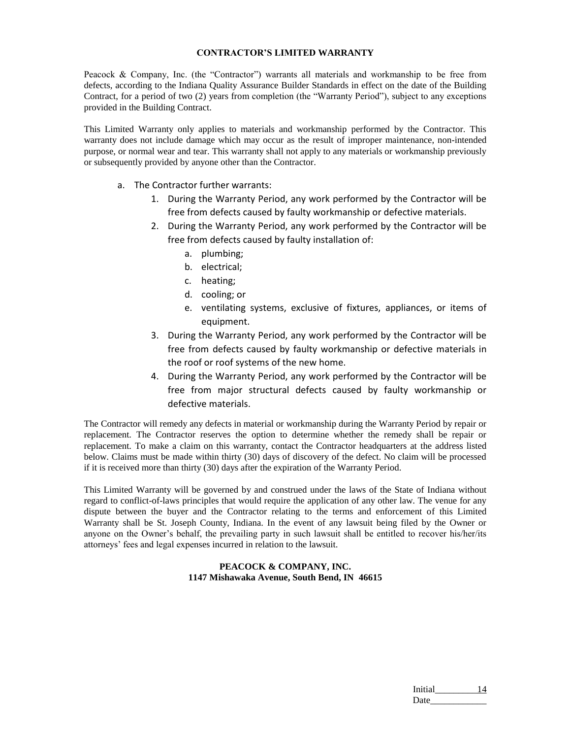# CONTRACTOR'S LIMITED WARRANTY

Peacock & Company, Inc. (the "Contractor") warrants all materials and workmanship to be free from defects, according to the Indiana Quality Assurance Builder Standards in effect on the date of the Building Contract, for a period of two (2) years from completion (the "Warranty Period"), subject to any exceptions provided in the Building Contract.

This Limited Warranty only applies to materials and workmanship performed by the Contractor. This warranty does not include damage which may occur as the result of improper maintenance, non-intended purpose, or normal wear and tear. This warranty shall not apply to any materials or workmanship previously or subsequently provided by anyone other than the Contractor.

a. The Contractor further warrants:
    1. During the Warranty Period, any work performed by the Contractor will be free from defects caused by faulty workmanship or defective materials.
    2. During the Warranty Period, any work performed by the Contractor will be free from defects caused by faulty installation of:
        a. plumbing;
        b. electrical;
        c. heating;
        d. cooling; or
        e. ventilating systems, exclusive of fixtures, appliances, or items of equipment.
    3. During the Warranty Period, any work performed by the Contractor will be free from defects caused by faulty workmanship or defective materials in the roof or roof systems of the new home.
    4. During the Warranty Period, any work performed by the Contractor will be free from major structural defects caused by faulty workmanship or defective materials.

The Contractor will remedy any defects in material or workmanship during the Warranty Period by repair or replacement. The Contractor reserves the option to determine whether the remedy shall be repair or replacement. To make a claim on this warranty, contact the Contractor headquarters at the address listed below. Claims must be made within thirty (30) days of discovery of the defect. No claim will be processed if it is received more than thirty (30) days after the expiration of the Warranty Period.

This Limited Warranty will be governed by and construed under the laws of the State of Indiana without regard to conflict-of-laws principles that would require the application of any other law. The venue for any dispute between the buyer and the Contractor relating to the terms and enforcement of this Limited Warranty shall be St. Joseph County, Indiana. In the event of any lawsuit being filed by the Owner or anyone on the Owner's behalf, the prevailing party in such lawsuit shall be entitled to recover his/her/its attorneys' fees and legal expenses incurred in relation to the lawsuit.

**PEACOCK & COMPANY, INC.**
**1147 Mishawaka Avenue, South Bend, IN 46615**

Initial__________

Date____________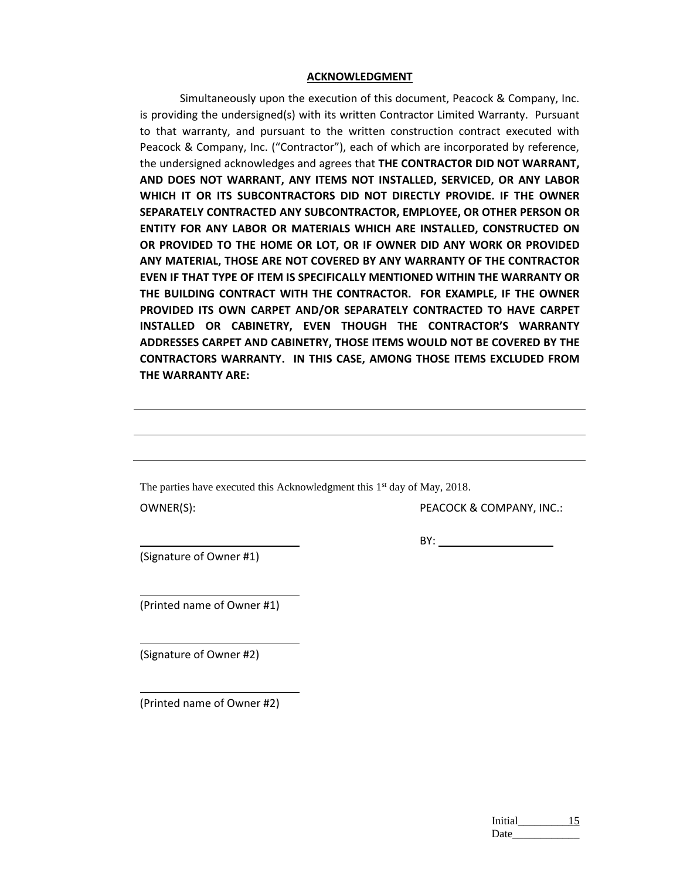## ACKNOWLEDGMENT

Simultaneously upon the execution of this document, Peacock & Company, Inc. is providing the undersigned(s) with its written Contractor Limited Warranty. Pursuant to that warranty, and pursuant to the written construction contract executed with Peacock & Company, Inc. ("Contractor"), each of which are incorporated by reference, the undersigned acknowledges and agrees that **THE CONTRACTOR DID NOT WARRANT, AND DOES NOT WARRANT, ANY ITEMS NOT INSTALLED, SERVICED, OR ANY LABOR WHICH IT OR ITS SUBCONTRACTORS DID NOT DIRECTLY PROVIDE. IF THE OWNER SEPARATELY CONTRACTED ANY SUBCONTRACTOR, EMPLOYEE, OR OTHER PERSON OR ENTITY FOR ANY LABOR OR MATERIALS WHICH ARE INSTALLED, CONSTRUCTED ON OR PROVIDED TO THE HOME OR LOT, OR IF OWNER DID ANY WORK OR PROVIDED ANY MATERIAL, THOSE ARE NOT COVERED BY ANY WARRANTY OF THE CONTRACTOR EVEN IF THAT TYPE OF ITEM IS SPECIFICALLY MENTIONED WITHIN THE WARRANTY OR THE BUILDING CONTRACT WITH THE CONTRACTOR. FOR EXAMPLE, IF THE OWNER PROVIDED ITS OWN CARPET AND/OR SEPARATELY CONTRACTED TO HAVE CARPET INSTALLED OR CABINETRY, EVEN THOUGH THE CONTRACTOR'S WARRANTY ADDRESSES CARPET AND CABINETRY, THOSE ITEMS WOULD NOT BE COVERED BY THE CONTRACTORS WARRANTY. IN THIS CASE, AMONG THOSE ITEMS EXCLUDED FROM THE WARRANTY ARE:**

\_\_\_\_\_\_\_\_\_\_\_\_\_\_\_\_\_\_\_\_\_\_\_\_\_\_\_\_\_\_\_\_\_\_\_\_\_\_\_\_\_\_\_\_\_\_\_\_\_\_\_\_\_\_\_\_\_\_\_\_

\_\_\_\_\_\_\_\_\_\_\_\_\_\_\_\_\_\_\_\_\_\_\_\_\_\_\_\_\_\_\_\_\_\_\_\_\_\_\_\_\_\_\_\_\_\_\_\_\_\_\_\_\_\_\_\_\_\_\_\_

\_\_\_\_\_\_\_\_\_\_\_\_\_\_\_\_\_\_\_\_\_\_\_\_\_\_\_\_\_\_\_\_\_\_\_\_\_\_\_\_\_\_\_\_\_\_\_\_\_\_\_\_\_\_\_\_\_\_\_\_

The parties have executed this Acknowledgment this 1st day of May, 2018.

OWNER(S):

\_\_\_\_\_\_\_\_\_\_\_\_\_\_\_\_\_\_\_\_\_\_\_\_\_\_\_\_
(Signature of Owner #1)

\_\_\_\_\_\_\_\_\_\_\_\_\_\_\_\_\_\_\_\_\_\_\_\_\_\_\_\_
(Printed name of Owner #1)

\_\_\_\_\_\_\_\_\_\_\_\_\_\_\_\_\_\_\_\_\_\_\_\_\_\_\_\_
(Signature of Owner #2)

\_\_\_\_\_\_\_\_\_\_\_\_\_\_\_\_\_\_\_\_\_\_\_\_\_\_\_\_
(Printed name of Owner #2)

PEACOCK & COMPANY, INC.:

BY: \_\_\_\_\_\_\_\_\_\_\_\_\_\_\_\_\_\_\_\_\_\_\_\_

Initial\_\_\_\_\_\_\_\_\_

Date\_\_\_\_\_\_\_\_\_\_\_\_